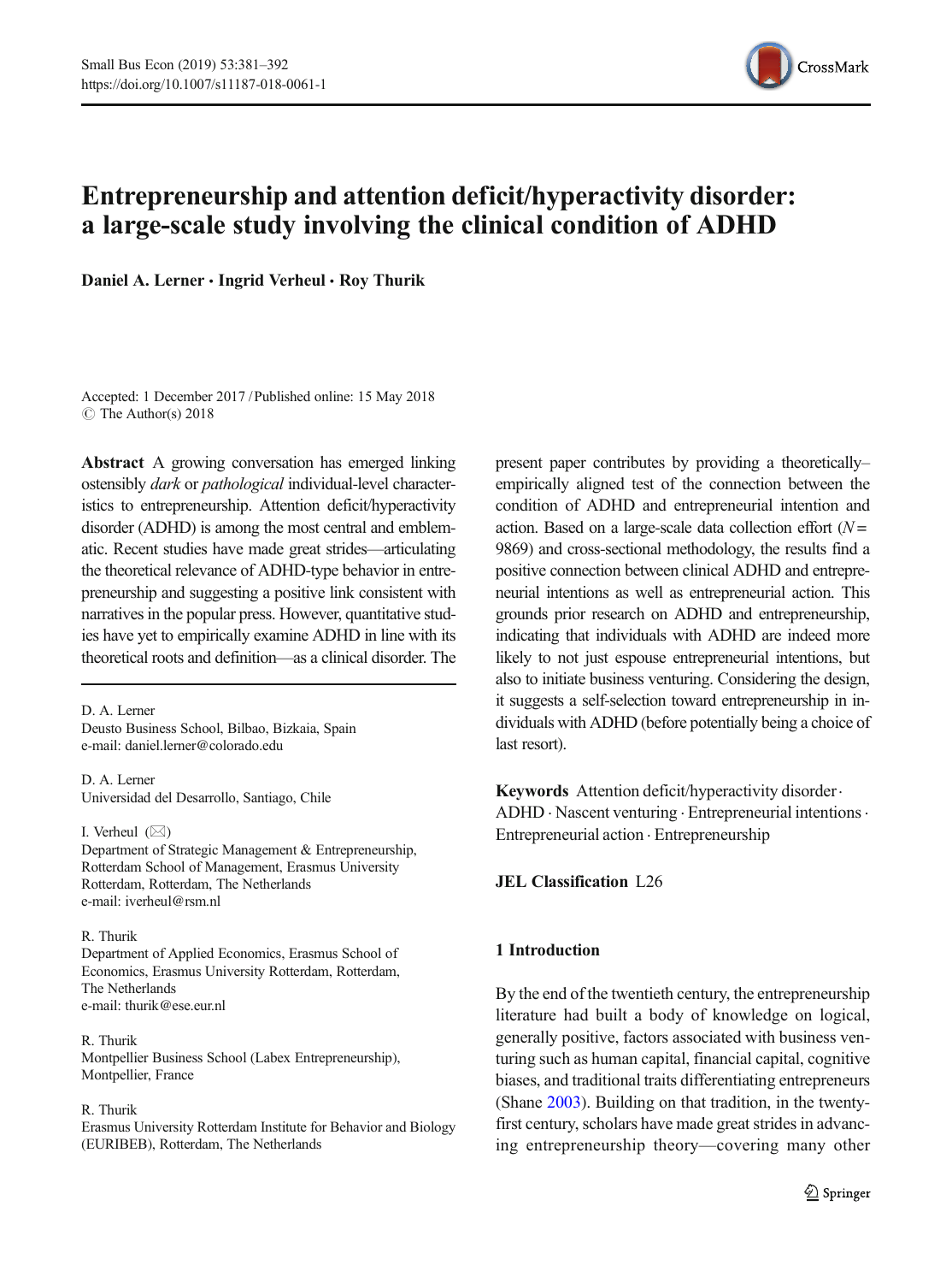# Entrepreneurship and attention deficit/hyperactivity disorder: a large-scale study involving the clinical condition of ADHD

**Daniel A. Lerner · Ingrid Verheul · Roy Thurik**

Accepted: 1 December 2017 / Published online: 15 May 2018
© The Author(s) 2018

**Abstract** A growing conversation has emerged linking ostensibly *dark* or *pathological* individual-level characteristics to entrepreneurship. Attention deficit/hyperactivity disorder (ADHD) is among the most central and emblematic. Recent studies have made great strides—articulating the theoretical relevance of ADHD-type behavior in entrepreneurship and suggesting a positive link consistent with narratives in the popular press. However, quantitative studies have yet to empirically examine ADHD in line with its theoretical roots and definition—as a clinical disorder. The present paper contributes by providing a theoretically–empirically aligned test of the connection between the condition of ADHD and entrepreneurial intention and action. Based on a large-scale data collection effort ($N = 9869$) and cross-sectional methodology, the results find a positive connection between clinical ADHD and entrepreneurial intentions as well as entrepreneurial action. This grounds prior research on ADHD and entrepreneurship, indicating that individuals with ADHD are indeed more likely to not just espouse entrepreneurial intentions, but also to initiate business venturing. Considering the design, it suggests a self-selection toward entrepreneurship in individuals with ADHD (before potentially being a choice of last resort).

D. A. Lerner
Deusto Business School, Bilbao, Bizkaia, Spain
e-mail: daniel.lerner@colorado.edu

D. A. Lerner
Universidad del Desarrollo, Santiago, Chile

I. Verheul (✉)
Department of Strategic Management & Entrepreneurship, Rotterdam School of Management, Erasmus University Rotterdam, Rotterdam, The Netherlands
e-mail: iverheul@rsm.nl

R. Thurik
Department of Applied Economics, Erasmus School of Economics, Erasmus University Rotterdam, Rotterdam, The Netherlands
e-mail: thurik@ese.eur.nl

R. Thurik
Montpellier Business School (Labex Entrepreneurship), Montpellier, France

R. Thurik
Erasmus University Rotterdam Institute for Behavior and Biology (EURIBEB), Rotterdam, The Netherlands

**Keywords** Attention deficit/hyperactivity disorder · ADHD · Nascent venturing · Entrepreneurial intentions · Entrepreneurial action · Entrepreneurship

**JEL Classification** L26

## 1 Introduction

By the end of the twentieth century, the entrepreneurship literature had built a body of knowledge on logical, generally positive, factors associated with business venturing such as human capital, financial capital, cognitive biases, and traditional traits differentiating entrepreneurs (Shane 2003). Building on that tradition, in the twenty-first century, scholars have made great strides in advancing entrepreneurship theory—covering many other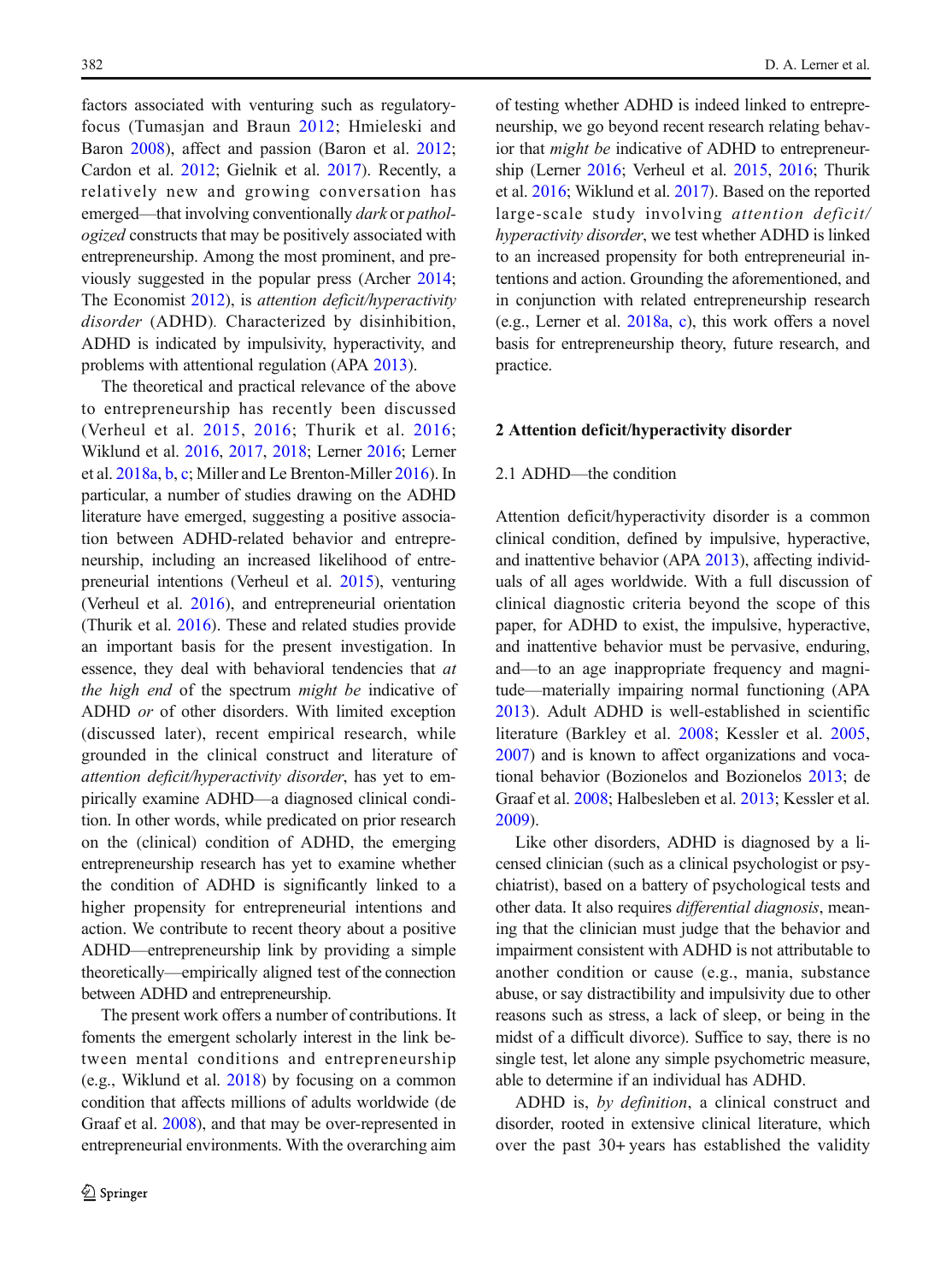factors associated with venturing such as regulatory-focus (Tumasjan and Braun 2012; Hmieleski and Baron 2008), affect and passion (Baron et al. 2012; Cardon et al. 2012; Gielnik et al. 2017). Recently, a relatively new and growing conversation has emerged—that involving conventionally *dark* or *pathologized* constructs that may be positively associated with entrepreneurship. Among the most prominent, and previously suggested in the popular press (Archer 2014; The Economist 2012), is *attention deficit/hyperactivity disorder* (ADHD). Characterized by disinhibition, ADHD is indicated by impulsivity, hyperactivity, and problems with attentional regulation (APA 2013).

The theoretical and practical relevance of the above to entrepreneurship has recently been discussed (Verheul et al. 2015, 2016; Thurik et al. 2016; Wiklund et al. 2016, 2017, 2018; Lerner 2016; Lerner et al. 2018a, b, c; Miller and Le Brenton-Miller 2016). In particular, a number of studies drawing on the ADHD literature have emerged, suggesting a positive association between ADHD-related behavior and entrepreneurship, including an increased likelihood of entrepreneurial intentions (Verheul et al. 2015), venturing (Verheul et al. 2016), and entrepreneurial orientation (Thurik et al. 2016). These and related studies provide an important basis for the present investigation. In essence, they deal with behavioral tendencies that *at the high end* of the spectrum *might be* indicative of ADHD *or* of other disorders. With limited exception (discussed later), recent empirical research, while grounded in the clinical construct and literature of *attention deficit/hyperactivity disorder*, has yet to empirically examine ADHD—a diagnosed clinical condition. In other words, while predicated on prior research on the (clinical) condition of ADHD, the emerging entrepreneurship research has yet to examine whether the condition of ADHD is significantly linked to a higher propensity for entrepreneurial intentions and action. We contribute to recent theory about a positive ADHD—entrepreneurship link by providing a simple theoretically—empirically aligned test of the connection between ADHD and entrepreneurship.

The present work offers a number of contributions. It foments the emergent scholarly interest in the link between mental conditions and entrepreneurship (e.g., Wiklund et al. 2018) by focusing on a common condition that affects millions of adults worldwide (de Graaf et al. 2008), and that may be over-represented in entrepreneurial environments. With the overarching aim of testing whether ADHD is indeed linked to entrepreneurship, we go beyond recent research relating behavior that *might be* indicative of ADHD to entrepreneurship (Lerner 2016; Verheul et al. 2015, 2016; Thurik et al. 2016; Wiklund et al. 2017). Based on the reported large-scale study involving *attention deficit/hyperactivity disorder*, we test whether ADHD is linked to an increased propensity for both entrepreneurial intentions and action. Grounding the aforementioned, and in conjunction with related entrepreneurship research (e.g., Lerner et al. 2018a, c), this work offers a novel basis for entrepreneurship theory, future research, and practice.

## 2 Attention deficit/hyperactivity disorder

### 2.1 ADHD—the condition

Attention deficit/hyperactivity disorder is a common clinical condition, defined by impulsive, hyperactive, and inattentive behavior (APA 2013), affecting individuals of all ages worldwide. With a full discussion of clinical diagnostic criteria beyond the scope of this paper, for ADHD to exist, the impulsive, hyperactive, and inattentive behavior must be pervasive, enduring, and—to an age inappropriate frequency and magnitude—materially impairing normal functioning (APA 2013). Adult ADHD is well-established in scientific literature (Barkley et al. 2008; Kessler et al. 2005, 2007) and is known to affect organizations and vocational behavior (Bozionelos and Bozionelos 2013; de Graaf et al. 2008; Halbesleben et al. 2013; Kessler et al. 2009).

Like other disorders, ADHD is diagnosed by a licensed clinician (such as a clinical psychologist or psychiatrist), based on a battery of psychological tests and other data. It also requires *differential diagnosis*, meaning that the clinician must judge that the behavior and impairment consistent with ADHD is not attributable to another condition or cause (e.g., mania, substance abuse, or say distractibility and impulsivity due to other reasons such as stress, a lack of sleep, or being in the midst of a difficult divorce). Suffice to say, there is no single test, let alone any simple psychometric measure, able to determine if an individual has ADHD.

ADHD is, *by definition*, a clinical construct and disorder, rooted in extensive clinical literature, which over the past 30+ years has established the validity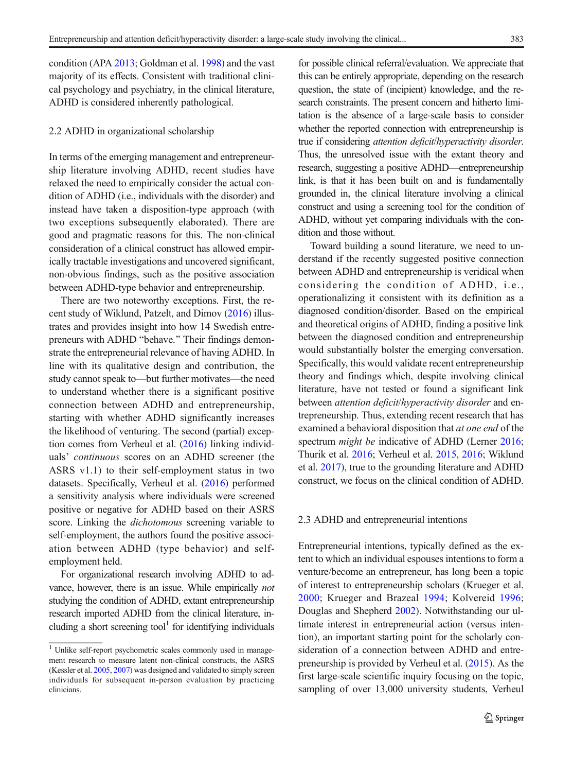condition (APA 2013; Goldman et al. 1998) and the vast majority of its effects. Consistent with traditional clinical psychology and psychiatry, in the clinical literature, ADHD is considered inherently pathological.

### 2.2 ADHD in organizational scholarship

In terms of the emerging management and entrepreneurship literature involving ADHD, recent studies have relaxed the need to empirically consider the actual condition of ADHD (i.e., individuals with the disorder) and instead have taken a disposition-type approach (with two exceptions subsequently elaborated). There are good and pragmatic reasons for this. The non-clinical consideration of a clinical construct has allowed empirically tractable investigations and uncovered significant, non-obvious findings, such as the positive association between ADHD-type behavior and entrepreneurship.

There are two noteworthy exceptions. First, the recent study of Wiklund, Patzelt, and Dimov (2016) illustrates and provides insight into how 14 Swedish entrepreneurs with ADHD "behave." Their findings demonstrate the entrepreneurial relevance of having ADHD. In line with its qualitative design and contribution, the study cannot speak to—but further motivates—the need to understand whether there is a significant positive connection between ADHD and entrepreneurship, starting with whether ADHD significantly increases the likelihood of venturing. The second (partial) exception comes from Verheul et al. (2016) linking individuals' *continuous* scores on an ADHD screener (the ASRS v1.1) to their self-employment status in two datasets. Specifically, Verheul et al. (2016) performed a sensitivity analysis where individuals were screened positive or negative for ADHD based on their ASRS score. Linking the *dichotomous* screening variable to self-employment, the authors found the positive association between ADHD (type behavior) and self-employment held.

For organizational research involving ADHD to advance, however, there is an issue. While empirically *not* studying the condition of ADHD, extant entrepreneurship research imported ADHD from the clinical literature, including a short screening tool[1] for identifying individuals for possible clinical referral/evaluation. We appreciate that this can be entirely appropriate, depending on the research question, the state of (incipient) knowledge, and the research constraints. The present concern and hitherto limitation is the absence of a large-scale basis to consider whether the reported connection with entrepreneurship is true if considering *attention deficit/hyperactivity disorder*. Thus, the unresolved issue with the extant theory and research, suggesting a positive ADHD—entrepreneurship link, is that it has been built on and is fundamentally grounded in, the clinical literature involving a clinical construct and using a screening tool for the condition of ADHD, without yet comparing individuals with the condition and those without.

Toward building a sound literature, we need to understand if the recently suggested positive connection between ADHD and entrepreneurship is veridical when considering the condition of ADHD, i.e., operationalizing it consistent with its definition as a diagnosed condition/disorder. Based on the empirical and theoretical origins of ADHD, finding a positive link between the diagnosed condition and entrepreneurship would substantially bolster the emerging conversation. Specifically, this would validate recent entrepreneurship theory and findings which, despite involving clinical literature, have not tested or found a significant link between *attention deficit/hyperactivity disorder* and entrepreneurship. Thus, extending recent research that has examined a behavioral disposition that *at one end* of the spectrum *might be* indicative of ADHD (Lerner 2016; Thurik et al. 2016; Verheul et al. 2015, 2016; Wiklund et al. 2017), true to the grounding literature and ADHD construct, we focus on the clinical condition of ADHD.

### 2.3 ADHD and entrepreneurial intentions

Entrepreneurial intentions, typically defined as the extent to which an individual espouses intentions to form a venture/become an entrepreneur, has long been a topic of interest to entrepreneurship scholars (Krueger et al. 2000; Krueger and Brazeal 1994; Kolvereid 1996; Douglas and Shepherd 2002). Notwithstanding our ultimate interest in entrepreneurial action (versus intention), an important starting point for the scholarly consideration of a connection between ADHD and entrepreneurship is provided by Verheul et al. (2015). As the first large-scale scientific inquiry focusing on the topic, sampling of over 13,000 university students, Verheul

[1] Unlike self-report psychometric scales commonly used in management research to measure latent non-clinical constructs, the ASRS (Kessler et al. 2005, 2007) was designed and validated to simply screen individuals for subsequent in-person evaluation by practicing clinicians.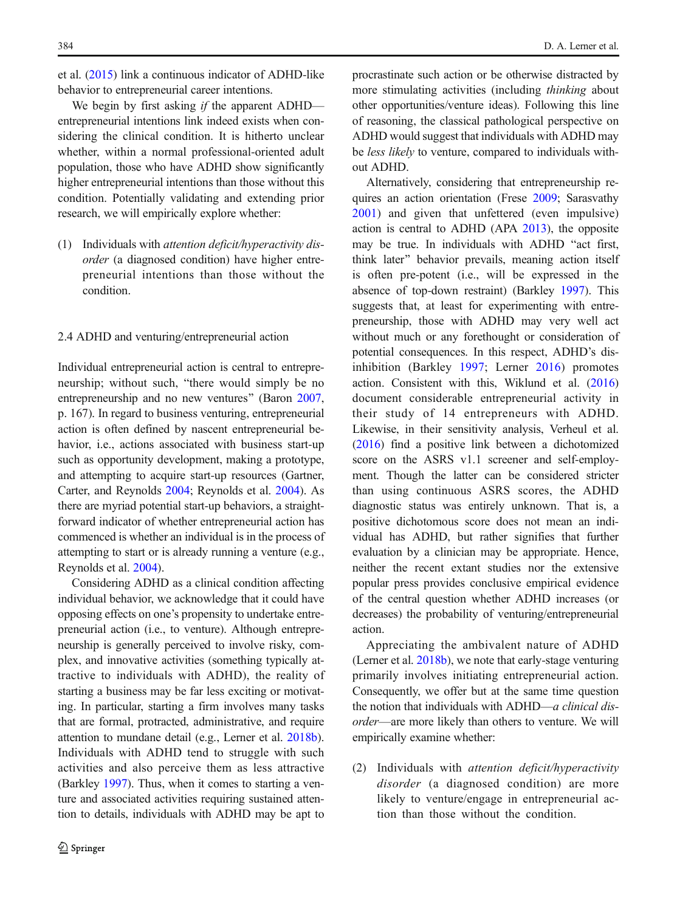et al. (2015) link a continuous indicator of ADHD-like behavior to entrepreneurial career intentions.

We begin by first asking *if* the apparent ADHD—entrepreneurial intentions link indeed exists when considering the clinical condition. It is hitherto unclear whether, within a normal professional-oriented adult population, those who have ADHD show significantly higher entrepreneurial intentions than those without this condition. Potentially validating and extending prior research, we will empirically explore whether:

(1) Individuals with *attention deficit/hyperactivity disorder* (a diagnosed condition) have higher entrepreneurial intentions than those without the condition.

### 2.4 ADHD and venturing/entrepreneurial action

Individual entrepreneurial action is central to entrepreneurship; without such, "there would simply be no entrepreneurship and no new ventures" (Baron 2007, p. 167). In regard to business venturing, entrepreneurial action is often defined by nascent entrepreneurial behavior, i.e., actions associated with business start-up such as opportunity development, making a prototype, and attempting to acquire start-up resources (Gartner, Carter, and Reynolds 2004; Reynolds et al. 2004). As there are myriad potential start-up behaviors, a straightforward indicator of whether entrepreneurial action has commenced is whether an individual is in the process of attempting to start or is already running a venture (e.g., Reynolds et al. 2004).

Considering ADHD as a clinical condition affecting individual behavior, we acknowledge that it could have opposing effects on one's propensity to undertake entrepreneurial action (i.e., to venture). Although entrepreneurship is generally perceived to involve risky, complex, and innovative activities (something typically attractive to individuals with ADHD), the reality of starting a business may be far less exciting or motivating. In particular, starting a firm involves many tasks that are formal, protracted, administrative, and require attention to mundane detail (e.g., Lerner et al. 2018b). Individuals with ADHD tend to struggle with such activities and also perceive them as less attractive (Barkley 1997). Thus, when it comes to starting a venture and associated activities requiring sustained attention to details, individuals with ADHD may be apt to procrastinate such action or be otherwise distracted by more stimulating activities (including *thinking* about other opportunities/venture ideas). Following this line of reasoning, the classical pathological perspective on ADHD would suggest that individuals with ADHD may be *less likely* to venture, compared to individuals without ADHD.

Alternatively, considering that entrepreneurship requires an action orientation (Frese 2009; Sarasvathy 2001) and given that unfettered (even impulsive) action is central to ADHD (APA 2013), the opposite may be true. In individuals with ADHD "act first, think later" behavior prevails, meaning action itself is often pre-potent (i.e., will be expressed in the absence of top-down restraint) (Barkley 1997). This suggests that, at least for experimenting with entrepreneurship, those with ADHD may very well act without much or any forethought or consideration of potential consequences. In this respect, ADHD's disinhibition (Barkley 1997; Lerner 2016) promotes action. Consistent with this, Wiklund et al. (2016) document considerable entrepreneurial activity in their study of 14 entrepreneurs with ADHD. Likewise, in their sensitivity analysis, Verheul et al. (2016) find a positive link between a dichotomized score on the ASRS v1.1 screener and self-employment. Though the latter can be considered stricter than using continuous ASRS scores, the ADHD diagnostic status was entirely unknown. That is, a positive dichotomous score does not mean an individual has ADHD, but rather signifies that further evaluation by a clinician may be appropriate. Hence, neither the recent extant studies nor the extensive popular press provides conclusive empirical evidence of the central question whether ADHD increases (or decreases) the probability of venturing/entrepreneurial action.

Appreciating the ambivalent nature of ADHD (Lerner et al. 2018b), we note that early-stage venturing primarily involves initiating entrepreneurial action. Consequently, we offer but at the same time question the notion that individuals with ADHD—*a clinical disorder*—are more likely than others to venture. We will empirically examine whether:

(2) Individuals with *attention deficit/hyperactivity disorder* (a diagnosed condition) are more likely to venture/engage in entrepreneurial action than those without the condition.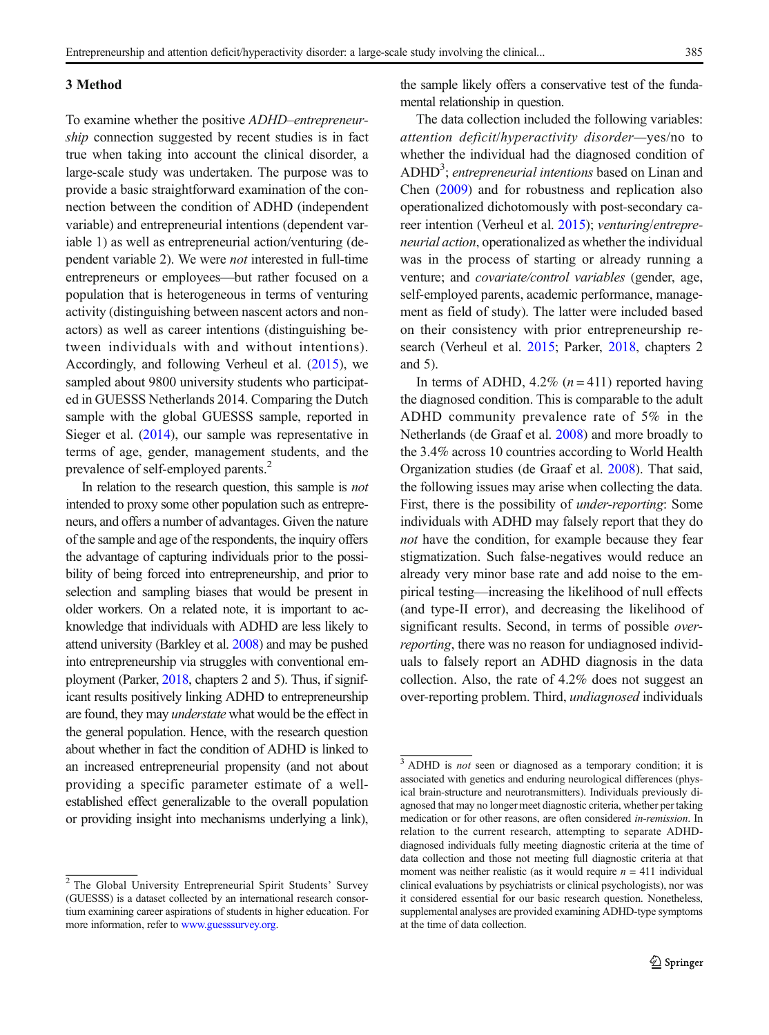## 3 Method

To examine whether the positive *ADHD–entrepreneurship* connection suggested by recent studies is in fact true when taking into account the clinical disorder, a large-scale study was undertaken. The purpose was to provide a basic straightforward examination of the connection between the condition of ADHD (independent variable) and entrepreneurial intentions (dependent variable 1) as well as entrepreneurial action/venturing (dependent variable 2). We were *not* interested in full-time entrepreneurs or employees—but rather focused on a population that is heterogeneous in terms of venturing activity (distinguishing between nascent actors and non-actors) as well as career intentions (distinguishing between individuals with and without intentions). Accordingly, and following Verheul et al. (2015), we sampled about 9800 university students who participated in GUESSS Netherlands 2014. Comparing the Dutch sample with the global GUESSS sample, reported in Sieger et al. (2014), our sample was representative in terms of age, gender, management students, and the prevalence of self-employed parents.[2]

In relation to the research question, this sample is *not* intended to proxy some other population such as entrepreneurs, and offers a number of advantages. Given the nature of the sample and age of the respondents, the inquiry offers the advantage of capturing individuals prior to the possibility of being forced into entrepreneurship, and prior to selection and sampling biases that would be present in older workers. On a related note, it is important to acknowledge that individuals with ADHD are less likely to attend university (Barkley et al. 2008) and may be pushed into entrepreneurship via struggles with conventional employment (Parker, 2018, chapters 2 and 5). Thus, if significant results positively linking ADHD to entrepreneurship are found, they may *understate* what would be the effect in the general population. Hence, with the research question about whether in fact the condition of ADHD is linked to an increased entrepreneurial propensity (and not about providing a specific parameter estimate of a well-established effect generalizable to the overall population or providing insight into mechanisms underlying a link), the sample likely offers a conservative test of the fundamental relationship in question.

The data collection included the following variables: *attention deficit/hyperactivity disorder*—yes/no to whether the individual had the diagnosed condition of ADHD[3]; *entrepreneurial intentions* based on Linan and Chen (2009) and for robustness and replication also operationalized dichotomously with post-secondary career intention (Verheul et al. 2015); *venturing/entrepreneurial action*, operationalized as whether the individual was in the process of starting or already running a venture; and *covariate/control variables* (gender, age, self-employed parents, academic performance, management or field of study). The latter were included based on their consistency with prior entrepreneurship research (Verheul et al. 2015; Parker, 2018, chapters 2 and 5).

In terms of ADHD, 4.2% ($n = 411$) reported having the diagnosed condition. This is comparable to the adult ADHD community prevalence rate of 5% in the Netherlands (de Graaf et al. 2008) and more broadly to the 3.4% across 10 countries according to World Health Organization studies (de Graaf et al. 2008). That said, the following issues may arise when collecting the data. First, there is the possibility of *under-reporting*: Some individuals with ADHD may falsely report that they do *not* have the condition, for example because they fear stigmatization. Such false-negatives would reduce an already very minor base rate and add noise to the empirical testing—increasing the likelihood of null effects (and type-II error), and decreasing the likelihood of significant results. Second, in terms of possible *over-reporting*, there was no reason for undiagnosed individuals to falsely report an ADHD diagnosis in the data collection. Also, the rate of 4.2% does not suggest an over-reporting problem. Third, *undiagnosed* individuals

[2] The Global University Entrepreneurial Spirit Students' Survey (GUESSS) is a dataset collected by an international research consortium examining career aspirations of students in higher education. For more information, refer to www.guesssurvey.org.

[3] ADHD is *not* seen or diagnosed as a temporary condition; it is associated with genetics and enduring neurological differences (physical brain-structure and neurotransmitters). Individuals previously diagnosed that may no longer meet diagnostic criteria, whether per taking medication or for other reasons, are often considered *in-remission*. In relation to the current research, attempting to separate ADHD-diagnosed individuals fully meeting diagnostic criteria at the time of data collection and those not meeting full diagnostic criteria at that moment was neither realistic (as it would require $n = 411$ individual clinical evaluations by psychiatrists or clinical psychologists), nor was it considered essential for our basic research question. Nonetheless, supplemental analyses are provided examining ADHD-type symptoms at the time of data collection.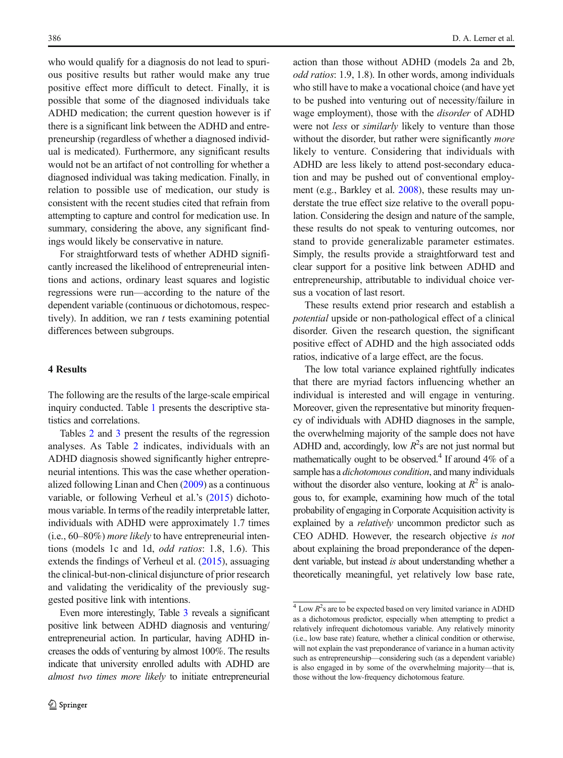who would qualify for a diagnosis do not lead to spurious positive results but rather would make any true positive effect more difficult to detect. Finally, it is possible that some of the diagnosed individuals take ADHD medication; the current question however is if there is a significant link between the ADHD and entrepreneurship (regardless of whether a diagnosed individual is medicated). Furthermore, any significant results would not be an artifact of not controlling for whether a diagnosed individual was taking medication. Finally, in relation to possible use of medication, our study is consistent with the recent studies cited that refrain from attempting to capture and control for medication use. In summary, considering the above, any significant findings would likely be conservative in nature.

For straightforward tests of whether ADHD significantly increased the likelihood of entrepreneurial intentions and actions, ordinary least squares and logistic regressions were run—according to the nature of the dependent variable (continuous or dichotomous, respectively). In addition, we ran *t* tests examining potential differences between subgroups.

## 4 Results

The following are the results of the large-scale empirical inquiry conducted. Table 1 presents the descriptive statistics and correlations.

Tables 2 and 3 present the results of the regression analyses. As Table 2 indicates, individuals with an ADHD diagnosis showed significantly higher entrepreneurial intentions. This was the case whether operationalized following Linan and Chen (2009) as a continuous variable, or following Verheul et al.'s (2015) dichotomous variable. In terms of the readily interpretable latter, individuals with ADHD were approximately 1.7 times (i.e., 60–80%) *more likely* to have entrepreneurial intentions (models 1c and 1d, *odd ratios*: 1.8, 1.6). This extends the findings of Verheul et al. (2015), assuaging the clinical-but-non-clinical disjuncture of prior research and validating the veridicality of the previously suggested positive link with intentions.

Even more interestingly, Table 3 reveals a significant positive link between ADHD diagnosis and venturing/entrepreneurial action. In particular, having ADHD increases the odds of venturing by almost 100%. The results indicate that university enrolled adults with ADHD are *almost two times more likely* to initiate entrepreneurial action than those without ADHD (models 2a and 2b, *odd ratios*: 1.9, 1.8). In other words, among individuals who still have to make a vocational choice (and have yet to be pushed into venturing out of necessity/failure in wage employment), those with the *disorder* of ADHD were not *less* or *similarly* likely to venture than those without the disorder, but rather were significantly *more* likely to venture. Considering that individuals with ADHD are less likely to attend post-secondary education and may be pushed out of conventional employment (e.g., Barkley et al. 2008), these results may understate the true effect size relative to the overall population. Considering the design and nature of the sample, these results do not speak to venturing outcomes, nor stand to provide generalizable parameter estimates. Simply, the results provide a straightforward test and clear support for a positive link between ADHD and entrepreneurship, attributable to individual choice versus a vocation of last resort.

These results extend prior research and establish a *potential* upside or non-pathological effect of a clinical disorder. Given the research question, the significant positive effect of ADHD and the high associated odds ratios, indicative of a large effect, are the focus.

The low total variance explained rightfully indicates that there are myriad factors influencing whether an individual is interested and will engage in venturing. Moreover, given the representative but minority frequency of individuals with ADHD diagnoses in the sample, the overwhelming majority of the sample does not have ADHD and, accordingly, low $R^2$s are not just normal but mathematically ought to be observed.[4] If around 4% of a sample has a *dichotomous condition*, and many individuals without the disorder also venture, looking at $R^2$ is analogous to, for example, examining how much of the total probability of engaging in Corporate Acquisition activity is explained by a *relatively* uncommon predictor such as CEO ADHD. However, the research objective *is not* about explaining the broad preponderance of the dependent variable, but instead *is* about understanding whether a theoretically meaningful, yet relatively low base rate,

[4] Low $R^2$s are to be expected based on very limited variance in ADHD as a dichotomous predictor, especially when attempting to predict a relatively infrequent dichotomous variable. Any relatively minority (i.e., low base rate) feature, whether a clinical condition or otherwise, will not explain the vast preponderance of variance in a human activity such as entrepreneurship—considering such (as a dependent variable) is also engaged in by some of the overwhelming majority—that is, those without the low-frequency dichotomous feature.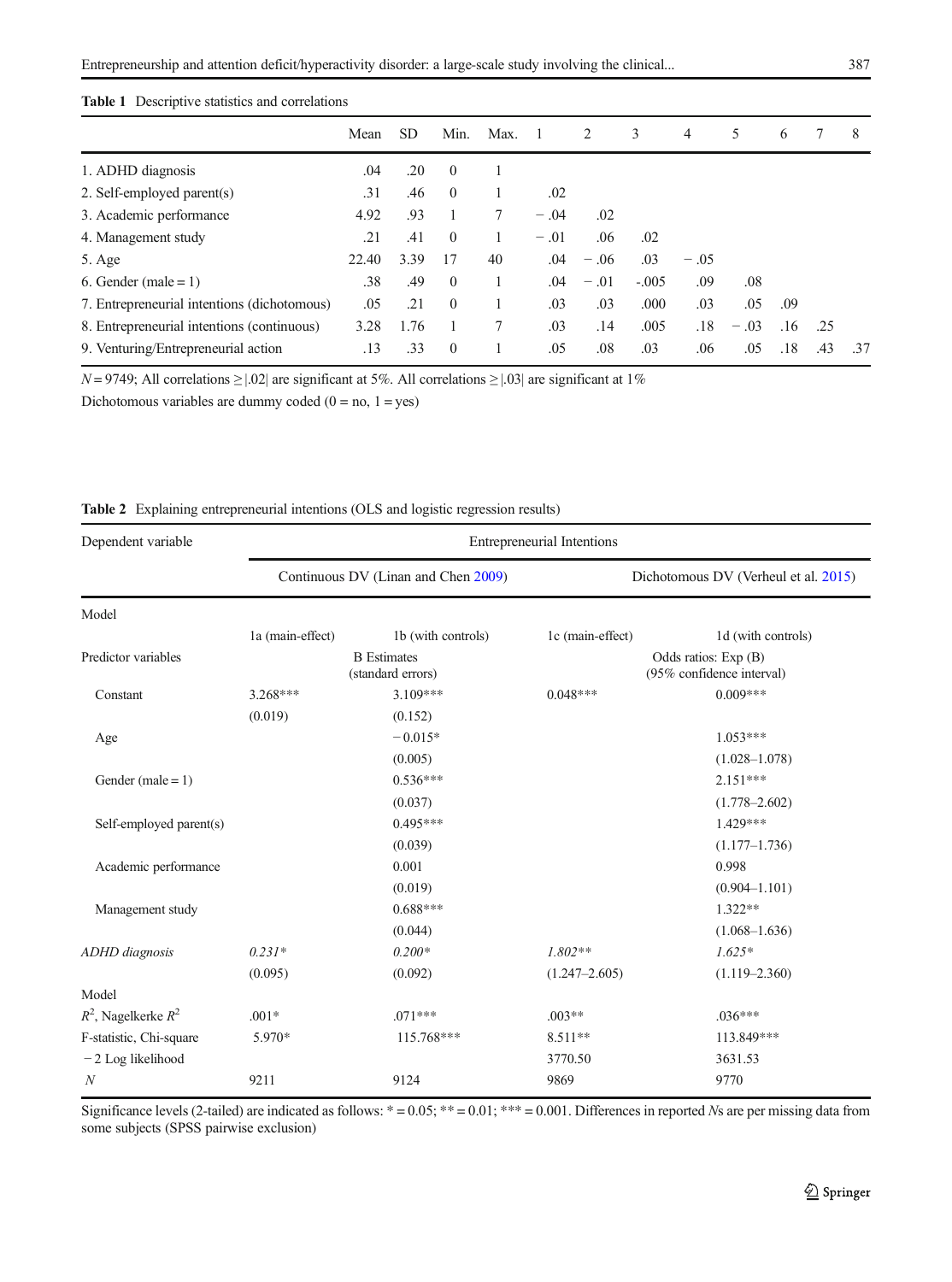**Table 1** Descriptive statistics and correlations

| | Mean | SD | Min. | Max. | 1 | 2 | 3 | 4 | 5 | 6 | 7 | 8 |
|---|---|---|---|---|---|---|---|---|---|---|---|---|
| 1. ADHD diagnosis | .04 | .20 | 0 | 1 | | | | | | | | |
| 2. Self-employed parent(s) | .31 | .46 | 0 | 1 | .02 | | | | | | | |
| 3. Academic performance | 4.92 | .93 | 1 | 7 | − .04 | .02 | | | | | | |
| 4. Management study | .21 | .41 | 0 | 1 | − .01 | .06 | .02 | | | | | |
| 5. Age | 22.40 | 3.39 | 17 | 40 | .04 | − .06 | .03 | − .05 | | | | |
| 6. Gender (male = 1) | .38 | .49 | 0 | 1 | .04 | − .01 | -.005 | .09 | .08 | | | |
| 7. Entrepreneurial intentions (dichotomous) | .05 | .21 | 0 | 1 | .03 | .03 | .000 | .03 | .05 | .09 | | |
| 8. Entrepreneurial intentions (continuous) | 3.28 | 1.76 | 1 | 7 | .03 | .14 | .005 | .18 | − .03 | .16 | .25 | |
| 9. Venturing/Entrepreneurial action | .13 | .33 | 0 | 1 | .05 | .08 | .03 | .06 | .05 | .18 | .43 | .37 |

$N = 9749$; All correlations ≥ |.02| are significant at 5%. All correlations ≥ |.03| are significant at 1%

Dichotomous variables are dummy coded (0 = no, 1 = yes)

**Table 2** Explaining entrepreneurial intentions (OLS and logistic regression results)

| Dependent variable | Entrepreneurial Intentions | | | |
|---|---|---|---|---|
| | Continuous DV (Linan and Chen 2009) | | Dichotomous DV (Verheul et al. 2015) | |
| Model | | | | |
| | 1a (main-effect) | 1b (with controls) | 1c (main-effect) | 1d (with controls) |
| Predictor variables | B Estimates (standard errors) | | Odds ratios: Exp (B) (95% confidence interval) | |
| Constant | 3.268*** | 3.109*** | 0.048*** | 0.009*** |
| | (0.019) | (0.152) | | |
| Age | | −0.015* | | 1.053*** |
| | | (0.005) | | (1.028–1.078) |
| Gender (male = 1) | | 0.536*** | | 2.151*** |
| | | (0.037) | | (1.778–2.602) |
| Self-employed parent(s) | | 0.495*** | | 1.429*** |
| | | (0.039) | | (1.177–1.736) |
| Academic performance | | 0.001 | | 0.998 |
| | | (0.019) | | (0.904–1.101) |
| Management study | | 0.688*** | | 1.322** |
| | | (0.044) | | (1.068–1.636) |
| *ADHD diagnosis* | *0.231** | *0.200** | *1.802*** | *1.625** |
| | (0.095) | (0.092) | (1.247–2.605) | (1.119–2.360) |
| Model | | | | |
| $R^2$, Nagelkerke $R^2$ | .001* | .071*** | .003** | .036*** |
| F-statistic, Chi-square | 5.970* | 115.768*** | 8.511** | 113.849*** |
| −2 Log likelihood | | | 3770.50 | 3631.53 |
| $N$ | 9211 | 9124 | 9869 | 9770 |

Significance levels (2-tailed) are indicated as follows: * = 0.05; ** = 0.01; *** = 0.001. Differences in reported *N*s are per missing data from some subjects (SPSS pairwise exclusion)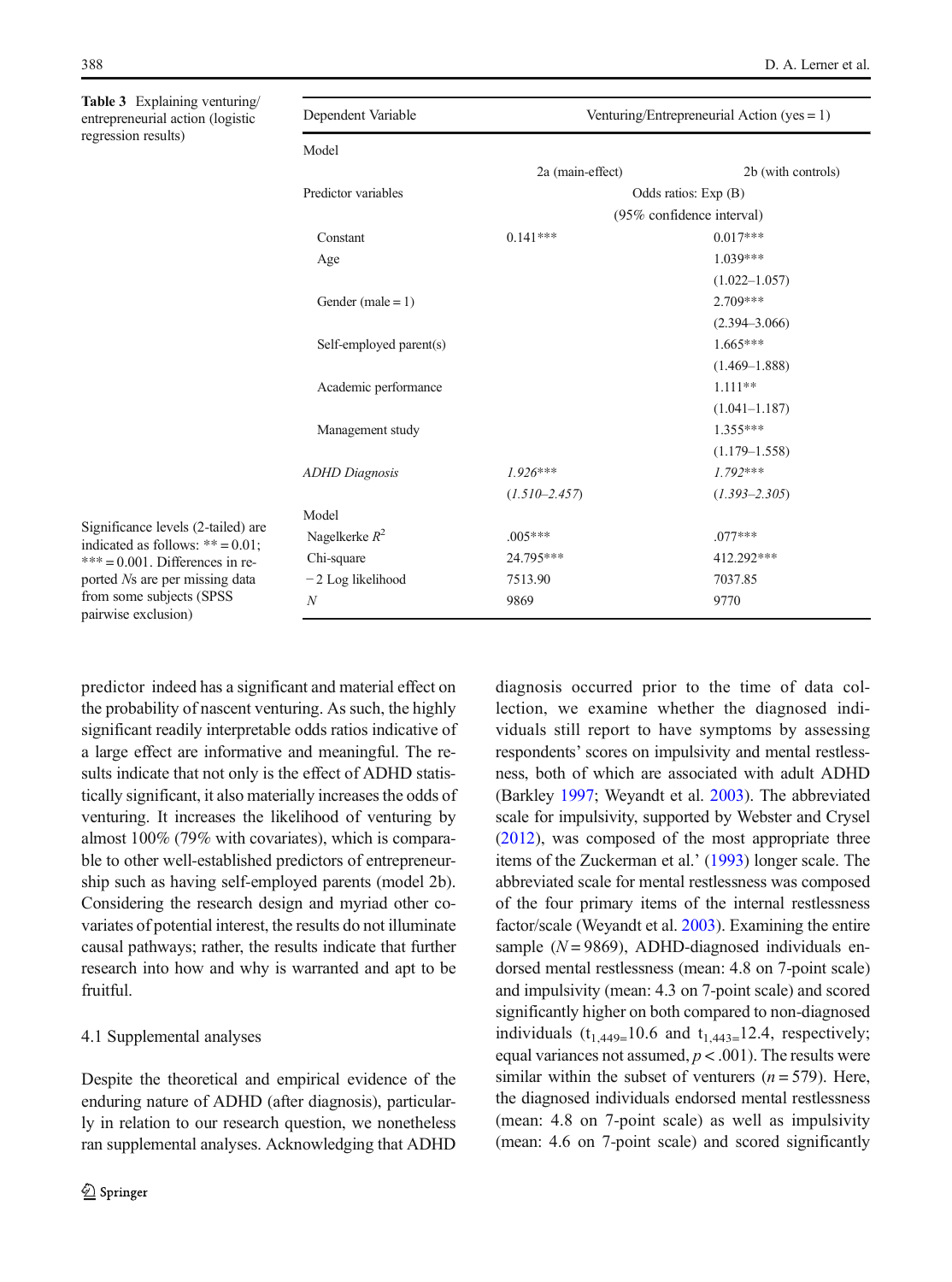**Table 3** Explaining venturing/entrepreneurial action (logistic regression results)

| Dependent Variable | Venturing/Entrepreneurial Action (yes = 1) | |
|---|---|---|
| Model | | |
| | 2a (main-effect) | 2b (with controls) |
| Predictor variables | Odds ratios: Exp (B) (95% confidence interval) | |
| Constant | 0.141*** | 0.017*** |
| Age | | 1.039*** (1.022–1.057) |
| Gender (male = 1) | | 2.709*** (2.394–3.066) |
| Self-employed parent(s) | | 1.665*** (1.469–1.888) |
| Academic performance | | 1.111** (1.041–1.187) |
| Management study | | 1.355*** (1.179–1.558) |
| *ADHD Diagnosis* | *1.926**** (*1.510–2.457*) | *1.792**** (*1.393–2.305*) |
| Model | | |
| Nagelkerke $R^2$ | .005*** | .077*** |
| Chi-square | 24.795*** | 412.292*** |
| −2 Log likelihood | 7513.90 | 7037.85 |
| *N* | 9869 | 9770 |

Significance levels (2-tailed) are indicated as follows: ** = 0.01; *** = 0.001. Differences in reported *N*s are per missing data from some subjects (SPSS pairwise exclusion)

predictor indeed has a significant and material effect on the probability of nascent venturing. As such, the highly significant readily interpretable odds ratios indicative of a large effect are informative and meaningful. The results indicate that not only is the effect of ADHD statistically significant, it also materially increases the odds of venturing. It increases the likelihood of venturing by almost 100% (79% with covariates), which is comparable to other well-established predictors of entrepreneurship such as having self-employed parents (model 2b). Considering the research design and myriad other covariates of potential interest, the results do not illuminate causal pathways; rather, the results indicate that further research into how and why is warranted and apt to be fruitful.

## 4.1 Supplemental analyses

Despite the theoretical and empirical evidence of the enduring nature of ADHD (after diagnosis), particularly in relation to our research question, we nonetheless ran supplemental analyses. Acknowledging that ADHD diagnosis occurred prior to the time of data collection, we examine whether the diagnosed individuals still report to have symptoms by assessing respondents' scores on impulsivity and mental restlessness, both of which are associated with adult ADHD (Barkley 1997; Weyandt et al. 2003). The abbreviated scale for impulsivity, supported by Webster and Crysel (2012), was composed of the most appropriate three items of the Zuckerman et al.' (1993) longer scale. The abbreviated scale for mental restlessness was composed of the four primary items of the internal restlessness factor/scale (Weyandt et al. 2003). Examining the entire sample ($N = 9869$), ADHD-diagnosed individuals endorsed mental restlessness (mean: 4.8 on 7-point scale) and impulsivity (mean: 4.3 on 7-point scale) and scored significantly higher on both compared to non-diagnosed individuals ($t_{1,449} = 10.6$ and $t_{1,443} = 12.4$, respectively; equal variances not assumed, $p < .001$). The results were similar within the subset of venturers ($n = 579$). Here, the diagnosed individuals endorsed mental restlessness (mean: 4.8 on 7-point scale) as well as impulsivity (mean: 4.6 on 7-point scale) and scored significantly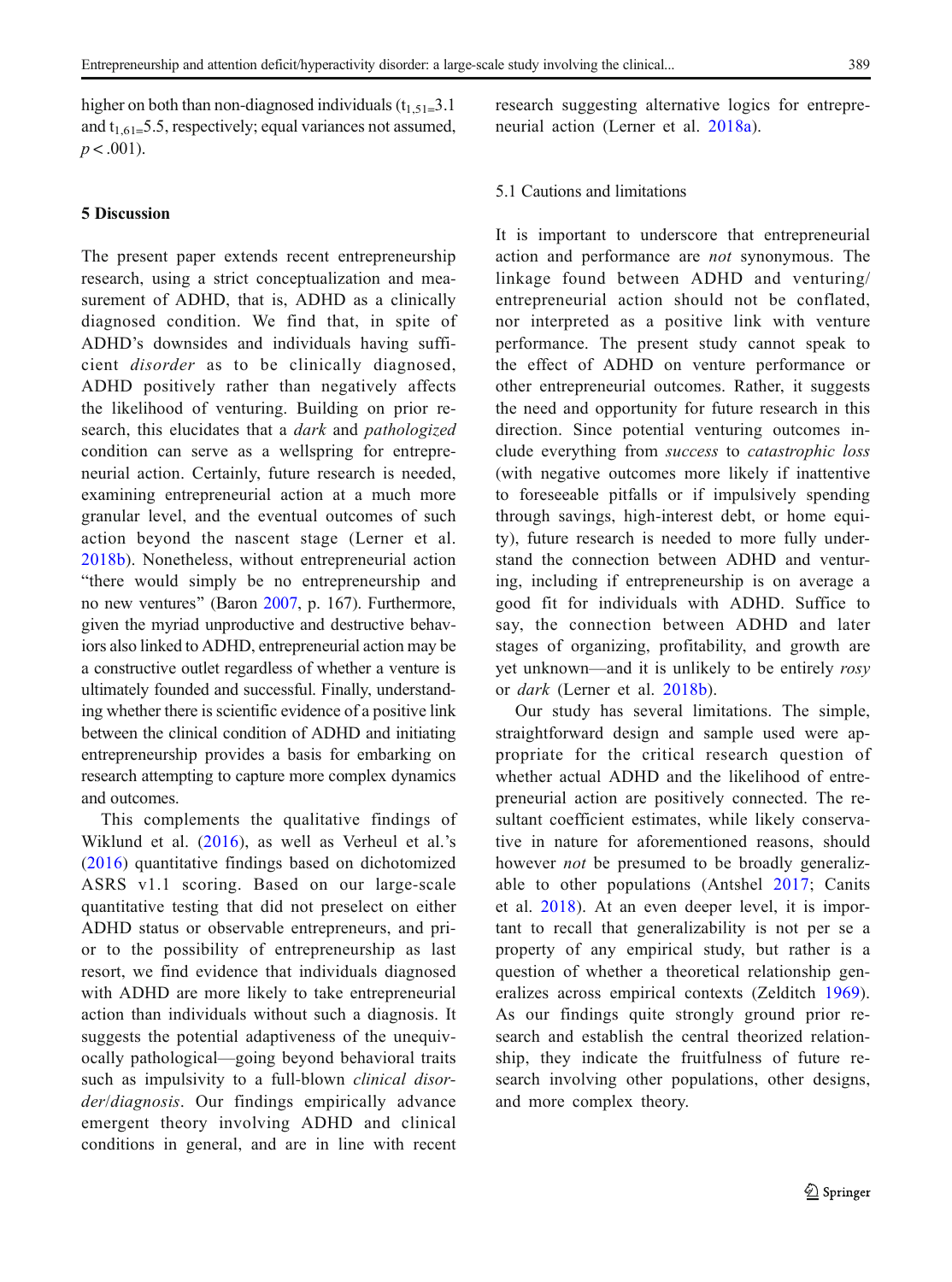higher on both than non-diagnosed individuals ($t_{1,51=}3.1$ and $t_{1,61=}5.5$, respectively; equal variances not assumed, $p < .001$).

## 5 Discussion

The present paper extends recent entrepreneurship research, using a strict conceptualization and measurement of ADHD, that is, ADHD as a clinically diagnosed condition. We find that, in spite of ADHD's downsides and individuals having sufficient *disorder* as to be clinically diagnosed, ADHD positively rather than negatively affects the likelihood of venturing. Building on prior research, this elucidates that a *dark* and *pathologized* condition can serve as a wellspring for entrepreneurial action. Certainly, future research is needed, examining entrepreneurial action at a much more granular level, and the eventual outcomes of such action beyond the nascent stage (Lerner et al. 2018b). Nonetheless, without entrepreneurial action "there would simply be no entrepreneurship and no new ventures" (Baron 2007, p. 167). Furthermore, given the myriad unproductive and destructive behaviors also linked to ADHD, entrepreneurial action may be a constructive outlet regardless of whether a venture is ultimately founded and successful. Finally, understanding whether there is scientific evidence of a positive link between the clinical condition of ADHD and initiating entrepreneurship provides a basis for embarking on research attempting to capture more complex dynamics and outcomes.

This complements the qualitative findings of Wiklund et al. (2016), as well as Verheul et al.'s (2016) quantitative findings based on dichotomized ASRS v1.1 scoring. Based on our large-scale quantitative testing that did not preselect on either ADHD status or observable entrepreneurs, and prior to the possibility of entrepreneurship as last resort, we find evidence that individuals diagnosed with ADHD are more likely to take entrepreneurial action than individuals without such a diagnosis. It suggests the potential adaptiveness of the unequivocally pathological—going beyond behavioral traits such as impulsivity to a full-blown *clinical disorder/diagnosis*. Our findings empirically advance emergent theory involving ADHD and clinical conditions in general, and are in line with recent research suggesting alternative logics for entrepreneurial action (Lerner et al. 2018a).

### 5.1 Cautions and limitations

It is important to underscore that entrepreneurial action and performance are *not* synonymous. The linkage found between ADHD and venturing/entrepreneurial action should not be conflated, nor interpreted as a positive link with venture performance. The present study cannot speak to the effect of ADHD on venture performance or other entrepreneurial outcomes. Rather, it suggests the need and opportunity for future research in this direction. Since potential venturing outcomes include everything from *success* to *catastrophic loss* (with negative outcomes more likely if inattentive to foreseeable pitfalls or if impulsively spending through savings, high-interest debt, or home equity), future research is needed to more fully understand the connection between ADHD and venturing, including if entrepreneurship is on average a good fit for individuals with ADHD. Suffice to say, the connection between ADHD and later stages of organizing, profitability, and growth are yet unknown—and it is unlikely to be entirely *rosy* or *dark* (Lerner et al. 2018b).

Our study has several limitations. The simple, straightforward design and sample used were appropriate for the critical research question of whether actual ADHD and the likelihood of entrepreneurial action are positively connected. The resultant coefficient estimates, while likely conservative in nature for aforementioned reasons, should however *not* be presumed to be broadly generalizable to other populations (Antshel 2017; Canits et al. 2018). At an even deeper level, it is important to recall that generalizability is not per se a property of any empirical study, but rather is a question of whether a theoretical relationship generalizes across empirical contexts (Zelditch 1969). As our findings quite strongly ground prior research and establish the central theorized relationship, they indicate the fruitfulness of future research involving other populations, other designs, and more complex theory.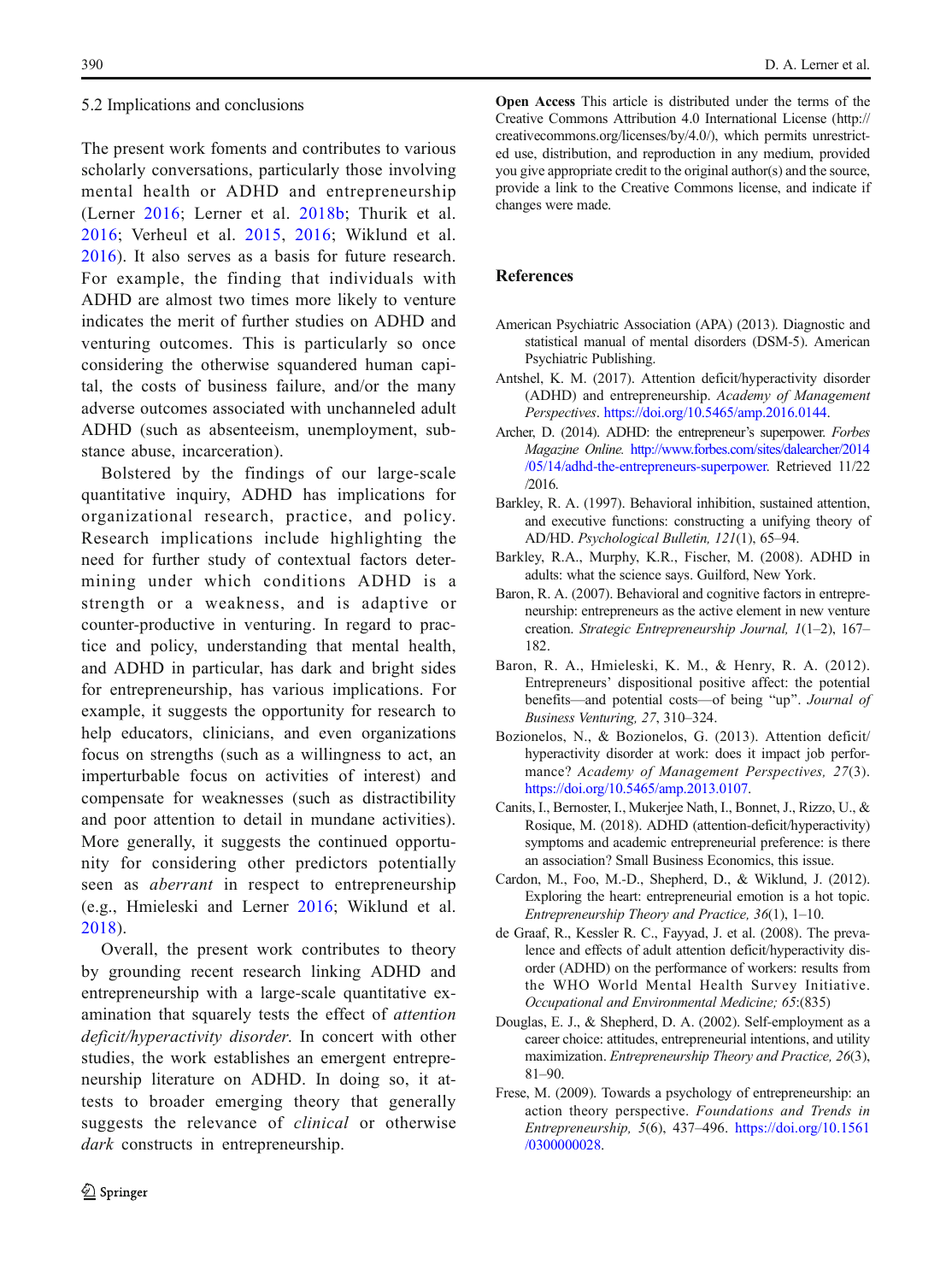### 5.2 Implications and conclusions

The present work foments and contributes to various scholarly conversations, particularly those involving mental health or ADHD and entrepreneurship (Lerner 2016; Lerner et al. 2018b; Thurik et al. 2016; Verheul et al. 2015, 2016; Wiklund et al. 2016). It also serves as a basis for future research. For example, the finding that individuals with ADHD are almost two times more likely to venture indicates the merit of further studies on ADHD and venturing outcomes. This is particularly so once considering the otherwise squandered human capital, the costs of business failure, and/or the many adverse outcomes associated with unchanneled adult ADHD (such as absenteeism, unemployment, substance abuse, incarceration).

Bolstered by the findings of our large-scale quantitative inquiry, ADHD has implications for organizational research, practice, and policy. Research implications include highlighting the need for further study of contextual factors determining under which conditions ADHD is a strength or a weakness, and is adaptive or counter-productive in venturing. In regard to practice and policy, understanding that mental health, and ADHD in particular, has dark and bright sides for entrepreneurship, has various implications. For example, it suggests the opportunity for research to help educators, clinicians, and even organizations focus on strengths (such as a willingness to act, an imperturbable focus on activities of interest) and compensate for weaknesses (such as distractibility and poor attention to detail in mundane activities). More generally, it suggests the continued opportunity for considering other predictors potentially seen as *aberrant* in respect to entrepreneurship (e.g., Hmieleski and Lerner 2016; Wiklund et al. 2018).

Overall, the present work contributes to theory by grounding recent research linking ADHD and entrepreneurship with a large-scale quantitative examination that squarely tests the effect of *attention deficit/hyperactivity disorder*. In concert with other studies, the work establishes an emergent entrepreneurship literature on ADHD. In doing so, it attests to broader emerging theory that generally suggests the relevance of *clinical* or otherwise *dark* constructs in entrepreneurship.

**Open Access** This article is distributed under the terms of the Creative Commons Attribution 4.0 International License (http://creativecommons.org/licenses/by/4.0/), which permits unrestricted use, distribution, and reproduction in any medium, provided you give appropriate credit to the original author(s) and the source, provide a link to the Creative Commons license, and indicate if changes were made.

## References

American Psychiatric Association (APA) (2013). Diagnostic and statistical manual of mental disorders (DSM-5). American Psychiatric Publishing.

Antshel, K. M. (2017). Attention deficit/hyperactivity disorder (ADHD) and entrepreneurship. *Academy of Management Perspectives*. https://doi.org/10.5465/amp.2016.0144.

Archer, D. (2014). ADHD: the entrepreneur's superpower. *Forbes Magazine Online*. http://www.forbes.com/sites/dalearcher/2014/05/14/adhd-the-entrepreneurs-superpower. Retrieved 11/22/2016.

Barkley, R. A. (1997). Behavioral inhibition, sustained attention, and executive functions: constructing a unifying theory of AD/HD. *Psychological Bulletin, 121*(1), 65–94.

Barkley, R.A., Murphy, K.R., Fischer, M. (2008). ADHD in adults: what the science says. Guilford, New York.

Baron, R. A. (2007). Behavioral and cognitive factors in entrepreneurship: entrepreneurs as the active element in new venture creation. *Strategic Entrepreneurship Journal, 1*(1–2), 167–182.

Baron, R. A., Hmieleski, K. M., & Henry, R. A. (2012). Entrepreneurs' dispositional positive affect: the potential benefits—and potential costs—of being "up". *Journal of Business Venturing, 27*, 310–324.

Bozionelos, N., & Bozionelos, G. (2013). Attention deficit/hyperactivity disorder at work: does it impact job performance? *Academy of Management Perspectives, 27*(3). https://doi.org/10.5465/amp.2013.0107.

Canits, I., Bernoster, I., Mukerjee Nath, I., Bonnet, J., Rizzo, U., & Rosique, M. (2018). ADHD (attention-deficit/hyperactivity) symptoms and academic entrepreneurial preference: is there an association? Small Business Economics, this issue.

Cardon, M., Foo, M.-D., Shepherd, D., & Wiklund, J. (2012). Exploring the heart: entrepreneurial emotion is a hot topic. *Entrepreneurship Theory and Practice, 36*(1), 1–10.

de Graaf, R., Kessler R. C., Fayyad, J. et al. (2008). The prevalence and effects of adult attention deficit/hyperactivity disorder (ADHD) on the performance of workers: results from the WHO World Mental Health Survey Initiative. *Occupational and Environmental Medicine; 65*:(835)

Douglas, E. J., & Shepherd, D. A. (2002). Self-employment as a career choice: attitudes, entrepreneurial intentions, and utility maximization. *Entrepreneurship Theory and Practice, 26*(3), 81–90.

Frese, M. (2009). Towards a psychology of entrepreneurship: an action theory perspective. *Foundations and Trends in Entrepreneurship, 5*(6), 437–496. https://doi.org/10.1561/0300000028.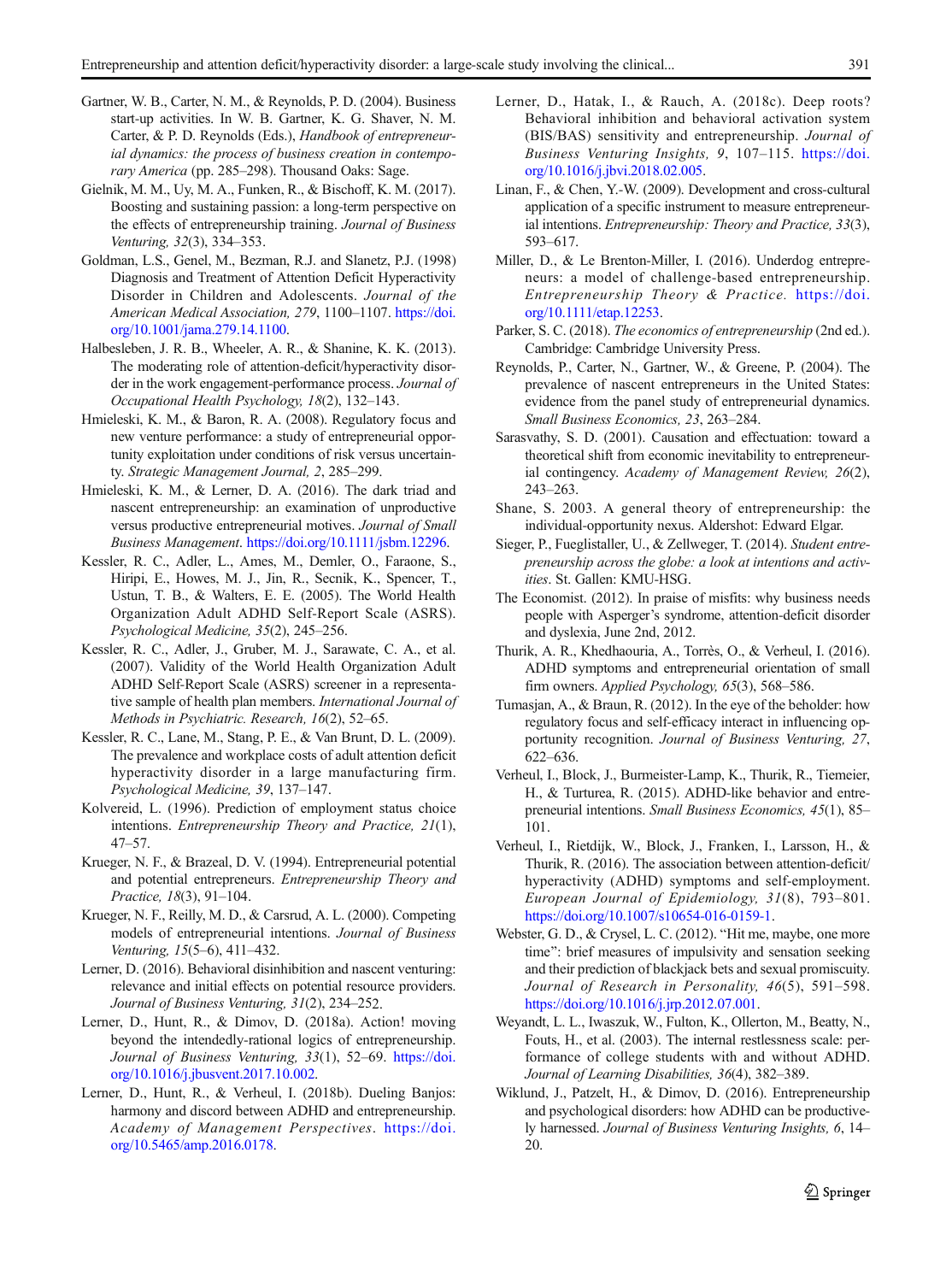Gartner, W. B., Carter, N. M., & Reynolds, P. D. (2004). Business start-up activities. In W. B. Gartner, K. G. Shaver, N. M. Carter, & P. D. Reynolds (Eds.), *Handbook of entrepreneurial dynamics: the process of business creation in contemporary America* (pp. 285–298). Thousand Oaks: Sage.

Gielnik, M. M., Uy, M. A., Funken, R., & Bischoff, K. M. (2017). Boosting and sustaining passion: a long-term perspective on the effects of entrepreneurship training. *Journal of Business Venturing, 32*(3), 334–353.

Goldman, L.S., Genel, M., Bezman, R.J. and Slanetz, P.J. (1998) Diagnosis and Treatment of Attention Deficit Hyperactivity Disorder in Children and Adolescents. *Journal of the American Medical Association, 279*, 1100–1107. https://doi.org/10.1001/jama.279.14.1100.

Halbesleben, J. R. B., Wheeler, A. R., & Shanine, K. K. (2013). The moderating role of attention-deficit/hyperactivity disorder in the work engagement-performance process. *Journal of Occupational Health Psychology, 18*(2), 132–143.

Hmieleski, K. M., & Baron, R. A. (2008). Regulatory focus and new venture performance: a study of entrepreneurial opportunity exploitation under conditions of risk versus uncertainty. *Strategic Management Journal, 2*, 285–299.

Hmieleski, K. M., & Lerner, D. A. (2016). The dark triad and nascent entrepreneurship: an examination of unproductive versus productive entrepreneurial motives. *Journal of Small Business Management*. https://doi.org/10.1111/jsbm.12296.

Kessler, R. C., Adler, L., Ames, M., Demler, O., Faraone, S., Hiripi, E., Howes, M. J., Jin, R., Secnik, K., Spencer, T., Ustun, T. B., & Walters, E. E. (2005). The World Health Organization Adult ADHD Self-Report Scale (ASRS). *Psychological Medicine, 35*(2), 245–256.

Kessler, R. C., Adler, J., Gruber, M. J., Sarawate, C. A., et al. (2007). Validity of the World Health Organization Adult ADHD Self-Report Scale (ASRS) screener in a representative sample of health plan members. *International Journal of Methods in Psychiatric. Research, 16*(2), 52–65.

Kessler, R. C., Lane, M., Stang, P. E., & Van Brunt, D. L. (2009). The prevalence and workplace costs of adult attention deficit hyperactivity disorder in a large manufacturing firm. *Psychological Medicine, 39*, 137–147.

Kolvereid, L. (1996). Prediction of employment status choice intentions. *Entrepreneurship Theory and Practice, 21*(1), 47–57.

Krueger, N. F., & Brazeal, D. V. (1994). Entrepreneurial potential and potential entrepreneurs. *Entrepreneurship Theory and Practice, 18*(3), 91–104.

Krueger, N. F., Reilly, M. D., & Carsrud, A. L. (2000). Competing models of entrepreneurial intentions. *Journal of Business Venturing, 15*(5–6), 411–432.

Lerner, D. (2016). Behavioral disinhibition and nascent venturing: relevance and initial effects on potential resource providers. *Journal of Business Venturing, 31*(2), 234–252.

Lerner, D., Hunt, R., & Dimov, D. (2018a). Action! moving beyond the intendedly-rational logics of entrepreneurship. *Journal of Business Venturing, 33*(1), 52–69. https://doi.org/10.1016/j.jbusvent.2017.10.002.

Lerner, D., Hunt, R., & Verheul, I. (2018b). Dueling Banjos: harmony and discord between ADHD and entrepreneurship. *Academy of Management Perspectives*. https://doi.org/10.5465/amp.2016.0178.

Lerner, D., Hatak, I., & Rauch, A. (2018c). Deep roots? Behavioral inhibition and behavioral activation system (BIS/BAS) sensitivity and entrepreneurship. *Journal of Business Venturing Insights, 9*, 107–115. https://doi.org/10.1016/j.jbvi.2018.02.005.

Linan, F., & Chen, Y.-W. (2009). Development and cross-cultural application of a specific instrument to measure entrepreneurial intentions. *Entrepreneurship: Theory and Practice, 33*(3), 593–617.

Miller, D., & Le Brenton-Miller, I. (2016). Underdog entrepreneurs: a model of challenge-based entrepreneurship. *Entrepreneurship Theory & Practice*. https://doi.org/10.1111/etap.12253.

Parker, S. C. (2018). *The economics of entrepreneurship* (2nd ed.). Cambridge: Cambridge University Press.

Reynolds, P., Carter, N., Gartner, W., & Greene, P. (2004). The prevalence of nascent entrepreneurs in the United States: evidence from the panel study of entrepreneurial dynamics. *Small Business Economics, 23*, 263–284.

Sarasvathy, S. D. (2001). Causation and effectuation: toward a theoretical shift from economic inevitability to entrepreneurial contingency. *Academy of Management Review, 26*(2), 243–263.

Shane, S. 2003. A general theory of entrepreneurship: the individual-opportunity nexus. Aldershot: Edward Elgar.

Sieger, P., Fueglistaller, U., & Zellweger, T. (2014). *Student entrepreneurship across the globe: a look at intentions and activities*. St. Gallen: KMU-HSG.

The Economist. (2012). In praise of misfits: why business needs people with Asperger's syndrome, attention-deficit disorder and dyslexia, June 2nd, 2012.

Thurik, A. R., Khedhaouria, A., Torrès, O., & Verheul, I. (2016). ADHD symptoms and entrepreneurial orientation of small firm owners. *Applied Psychology, 65*(3), 568–586.

Tumasjan, A., & Braun, R. (2012). In the eye of the beholder: how regulatory focus and self-efficacy interact in influencing opportunity recognition. *Journal of Business Venturing, 27*, 622–636.

Verheul, I., Block, J., Burmeister-Lamp, K., Thurik, R., Tiemeier, H., & Turturea, R. (2015). ADHD-like behavior and entrepreneurial intentions. *Small Business Economics, 45*(1), 85–101.

Verheul, I., Rietdijk, W., Block, J., Franken, I., Larsson, H., & Thurik, R. (2016). The association between attention-deficit/hyperactivity (ADHD) symptoms and self-employment. *European Journal of Epidemiology, 31*(8), 793–801. https://doi.org/10.1007/s10654-016-0159-1.

Webster, G. D., & Crysel, L. C. (2012). "Hit me, maybe, one more time": brief measures of impulsivity and sensation seeking and their prediction of blackjack bets and sexual promiscuity. *Journal of Research in Personality, 46*(5), 591–598. https://doi.org/10.1016/j.jrp.2012.07.001.

Weyandt, L. L., Iwaszuk, W., Fulton, K., Ollerton, M., Beatty, N., Fouts, H., et al. (2003). The internal restlessness scale: performance of college students with and without ADHD. *Journal of Learning Disabilities, 36*(4), 382–389.

Wiklund, J., Patzelt, H., & Dimov, D. (2016). Entrepreneurship and psychological disorders: how ADHD can be productively harnessed. *Journal of Business Venturing Insights, 6*, 14–20.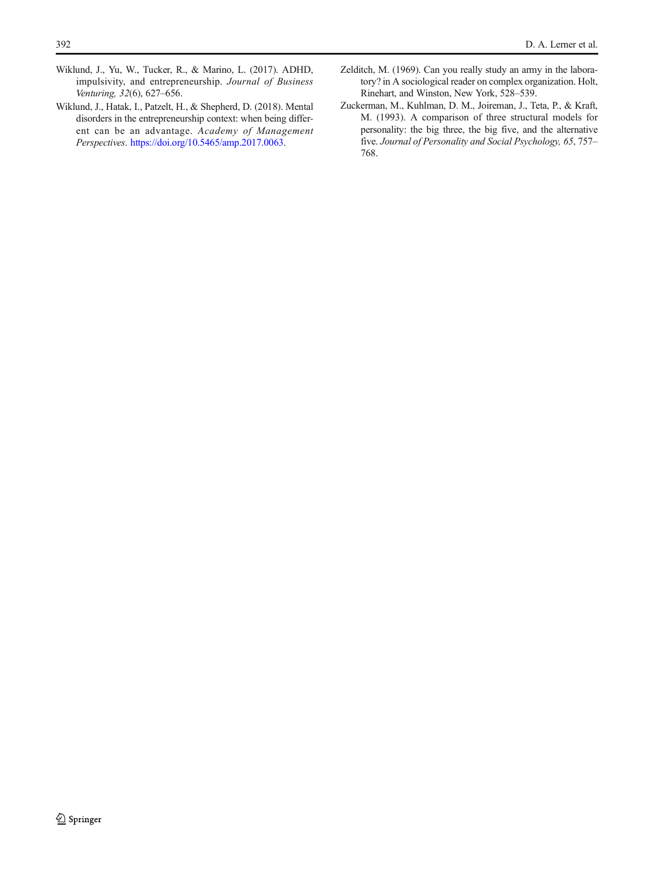Wiklund, J., Yu, W., Tucker, R., & Marino, L. (2017). ADHD, impulsivity, and entrepreneurship. *Journal of Business Venturing, 32*(6), 627–656.

Wiklund, J., Hatak, I., Patzelt, H., & Shepherd, D. (2018). Mental disorders in the entrepreneurship context: when being different can be an advantage. *Academy of Management Perspectives*. https://doi.org/10.5465/amp.2017.0063.

Zelditch, M. (1969). Can you really study an army in the laboratory? in A sociological reader on complex organization. Holt, Rinehart, and Winston, New York, 528–539.

Zuckerman, M., Kuhlman, D. M., Joireman, J., Teta, P., & Kraft, M. (1993). A comparison of three structural models for personality: the big three, the big five, and the alternative five. *Journal of Personality and Social Psychology, 65*, 757–768.